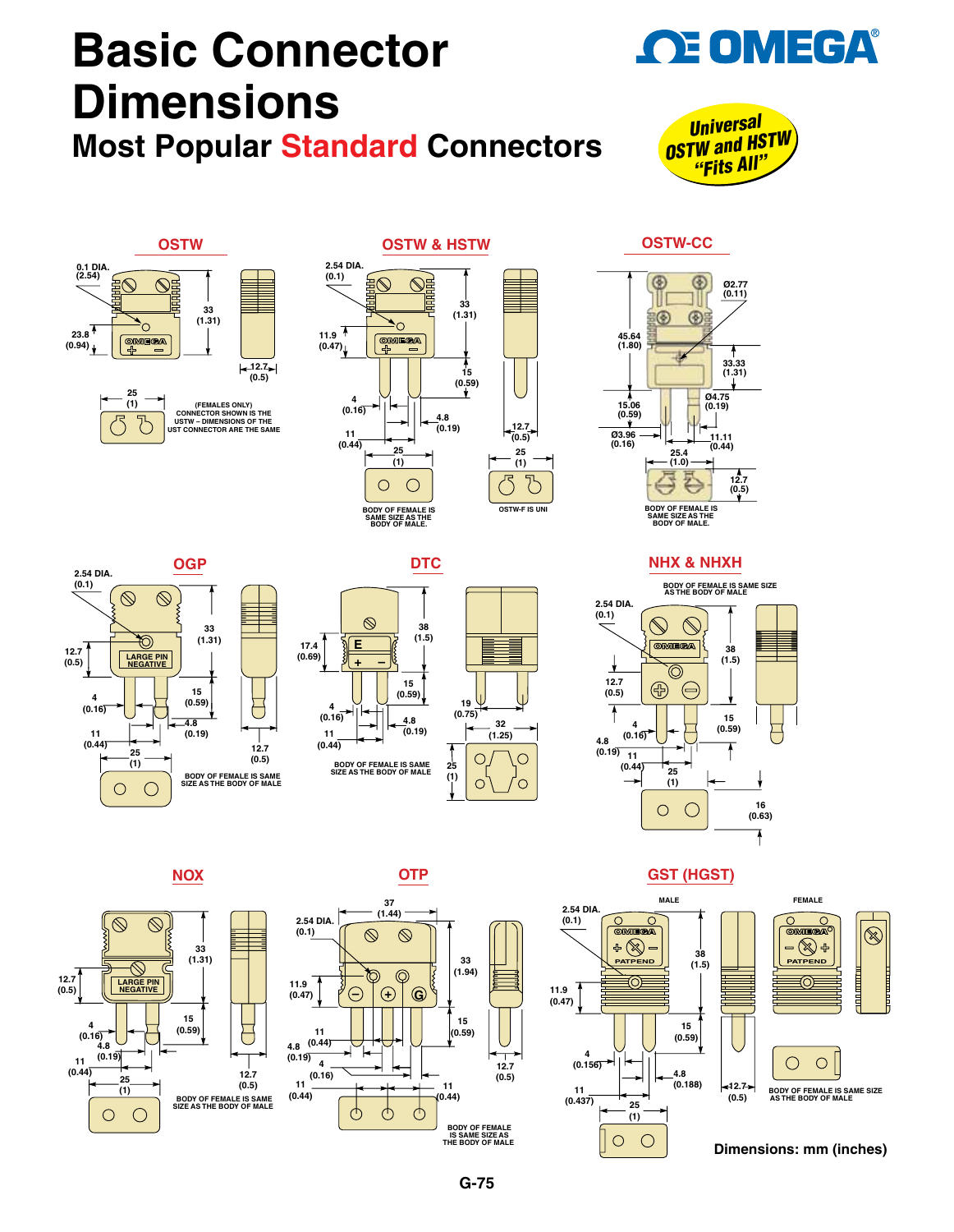# Basic Connector Dimensions

## Most Popular Standard Connectors

Universal OSTW and HSTW "Fits All"

### OSTW

0.1 DIA. (2.54)

23.8 (0.94)

33 (1.31)

12.7 (0.5)

25 (1)

(FEMALES ONLY) CONNECTOR SHOWN IS THE USTW – DIMENSIONS OF THE UST CONNECTOR ARE THE SAME

### OSTW & HSTW

2.54 DIA. (0.1)

11.9 (0.47)

33 (1.31)

15 (0.59)

4 (0.16)

4.8 (0.19)

11 (0.44)

12.7 (0.5)

25 (1)

BODY OF FEMALE IS SAME SIZE AS THE BODY OF MALE.

OSTW-F IS UNI

### OSTW-CC

Ø2.77 (0.11)

45.64 (1.80)

33.33 (1.31)

15.06 (0.59)

Ø4.75 (0.19)

Ø3.96 (0.16)

11.11 (0.44)

25.4 (1.0)

12.7 (0.5)

BODY OF FEMALE IS SAME SIZE AS THE BODY OF MALE.

### OGP

2.54 DIA. (0.1)

12.7 (0.5)

33 (1.31)

LARGE PIN NEGATIVE

15 (0.59)

4 (0.16)

4.8 (0.19)

11 (0.44)

25 (1)

12.7 (0.5)

BODY OF FEMALE IS SAME SIZE AS THE BODY OF MALE

### DTC

17.4 (0.69)

38 (1.5)

15 (0.59)

4 (0.16)

4.8 (0.19)

11 (0.44)

19 (0.75)

32 (1.25)

25 (1)

BODY OF FEMALE IS SAME SIZE AS THE BODY OF MALE

### NHX & NHXH

BODY OF FEMALE IS SAME SIZE AS THE BODY OF MALE

2.54 DIA. (0.1)

38 (1.5)

12.7 (0.5)

15 (0.59)

4 (0.16)

4.8 (0.19)

11 (0.44)

25 (1)

16 (0.63)

### NOX

33 (1.31)

12.7 (0.5)

LARGE PIN NEGATIVE

15 (0.59)

4 (0.16)

4.8 (0.19)

11 (0.44)

25 (1)

12.7 (0.5)

BODY OF FEMALE IS SAME SIZE AS THE BODY OF MALE

### OTP

37 (1.44)

2.54 DIA. (0.1)

33 (1.94)

11.9 (0.47)

15 (0.59)

11 (0.44)

4.8 (0.19)

4 (0.16)

11 (0.44)

11 (0.44)

12.7 (0.5)

BODY OF FEMALE IS SAME SIZE AS THE BODY OF MALE

### GST (HGST)

MALE

FEMALE

2.54 DIA. (0.1)

PATPEND

38 (1.5)

11.9 (0.47)

15 (0.59)

4 (0.156)

4.8 (0.188)

11 (0.437)

25 (1)

12.7 (0.5)

BODY OF FEMALE IS SAME SIZE AS THE BODY OF MALE

**Dimensions: mm (inches)**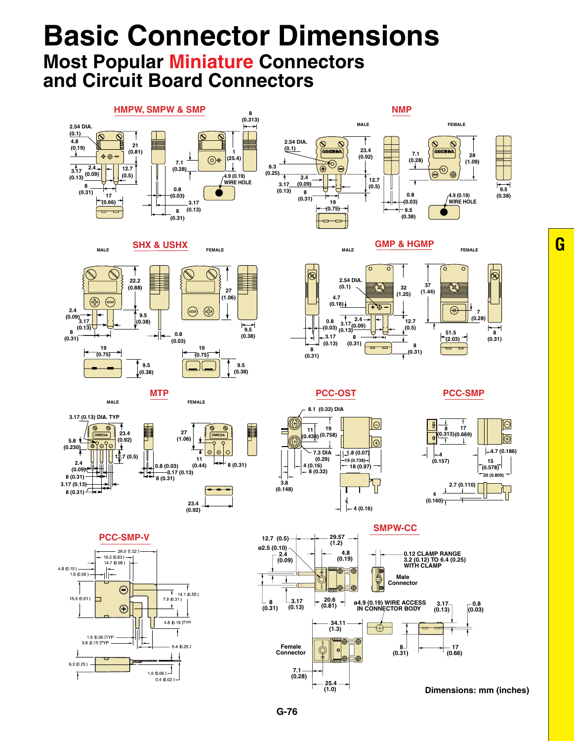# Basic Connector Dimensions

## Most Popular Miniature Connectors and Circuit Board Connectors

### HMPW, SMPW & SMP

2.54 DIA. (0.1)
4.8 (0.19)
21 (0.81)
2.4 (0.09)
3.17 (0.13)
12.7 (0.5)
8 (0.31)
17 (0.66)
7.1 (0.28)
8 (0.313)
1 (25.4)
4.9 (0.19) WIRE HOLE
0.8 (0.03)
3.17 (0.13)
8 (0.31)

### NMP

MALE

FEMALE

2.54 DIA. (0.1)
23.4 (0.92)
6.3 (0.25)
2.4 (0.09)
3.17 (0.13)
12.7 (0.5)
8 (0.31)
19 (0.75)
7.1 (0.28)
28 (1.09)
0.8 (0.03)
9.5 (0.38)
4.9 (0.19) WIRE HOLE
9.5 (0.38)

### SHX & USHX

MALE

FEMALE

22.2 (0.88)
2.4 (0.09)
3.17 (0.13)
9.5 (0.38)
8 (0.31)
27 (1.06)
0.8 (0.03)
9.5 (0.38)
19 (0.75)
9.5 (0.38)
19 (0.75)
9.5 (0.38)

### GMP & HGMP

MALE

FEMALE

2.54 DIA. (0.1)
32 (1.25)
37 (1.44)
4.7 (0.18)
0.8 (0.03)
2.4 (0.09)
3.17 (0.13)
12.7 (0.5)
7 (0.28)
51.5 (2.03)
8 (0.31)
3.17 (0.13)
8 (0.31)
8 (0.31)
8 (0.31)

### MTP

MALE

FEMALE

3.17 (0.13) DIA. TYP
23.4 (0.92)
5.8 (0.230)
12.7 (0.5)
2.4 (0.09)
8 (0.31)
3.17 (0.13)
8 (0.31)
0.8 (0.03)
3.17 (0.13)
8 (0.31)
27 (1.06)
11 (0.44)
8 (0.31)
23.4 (0.92)

### PCC-OST

8.1 (0.32) DIA
11 (0.438)
19 (0.758)
7.3 DIA (0.29)
1.8 (0.07)
19 (0.738)
18 (0.97)
4 (0.16)
8 (0.32)
3.8 (0.148)
4 (0.16)

### PCC-SMP

8 (0.313)
17 (0.669)
4 (0.157)
4.7 (0.186)
15 (0.578)
20 (0.800)
2.7 (0.110)
4 (0.160)

### PCC-SMP-V

26.0 (1.02)
16.0 (0.63)
14.7 (0.58)
4.8 (0.19)
1.6 (0.06)
15.5 (0.61)
14.1 (0.55)
7.9 (0.31)
4.8 (0.19) TYP
1.6 (0.06) TYP
3.8 (0.15) TYP
6.4 (0.25)
6.3 (0.25)
1.6 (0.06)
0.4 (0.02)

### SMPW-CC

12.7 (0.5)
ø2.5 (0.10)
2.4 (0.09)
29.57 (1.2)
4.8 (0.19)
0.12 CLAMP RANGE 3.2 (0.12) TO 6.4 (0.25) WITH CLAMP
Male Connector
8 (0.31)
3.17 (0.13)
20.6 (0.81)
ø4.9 (0.19) WIRE ACCESS IN CONNECTOR BODY
3.17 (0.13)
0.8 (0.03)
34.11 (1.3)
Female Connector
8 (0.31)
17 (0.66)
7.1 (0.28)
25.4 (1.0)

**Dimensions: mm (inches)**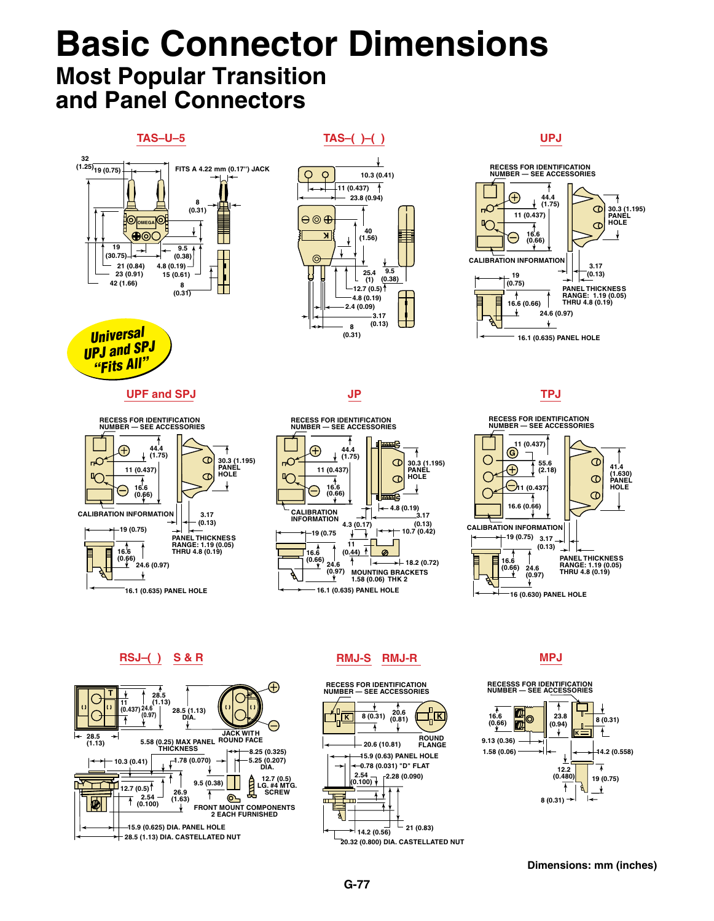# Basic Connector Dimensions

## Most Popular Transition and Panel Connectors

### TAS–U–5

32 (1.25)
19 (0.75)
FITS A 4.22 mm (0.17") JACK
8 (0.31)
OMEGA
19 (30.75)
9.5 (0.38)
21 (0.84)
4.8 (0.19)
23 (0.91)
15 (0.61)
42 (1.66)
8 (0.31)

### TAS–( )–( )

10.3 (0.41)
11 (0.437)
23.8 (0.94)
40 (1.56)
25.4 (1)
9.5 (0.38)
12.7 (0.5)
4.8 (0.19)
2.4 (0.09)
3.17 (0.13)
8 (0.31)

### UPJ

RECESS FOR IDENTIFICATION NUMBER — SEE ACCESSORIES
44.4 (1.75)
30.3 (1.195) PANEL HOLE
11 (0.437)
16.6 (0.66)
CALIBRATION INFORMATION
3.17 (0.13)
19 (0.75)
PANEL THICKNESS RANGE: 1.19 (0.05) THRU 4.8 (0.19)
16.6 (0.66)
24.6 (0.97)
16.1 (0.635) PANEL HOLE

**Universal UPJ and SPJ "Fits All"**

### UPF and SPJ

RECESS FOR IDENTIFICATION NUMBER — SEE ACCESSORIES
44.4 (1.75)
30.3 (1.195) PANEL HOLE
11 (0.437)
16.6 (0.66)
CALIBRATION INFORMATION
3.17 (0.13)
19 (0.75)
PANEL THICKNESS RANGE: 1.19 (0.05) THRU 4.8 (0.19)
16.6 (0.66)
24.6 (0.97)
16.1 (0.635) PANEL HOLE

### JP

RECESS FOR IDENTIFICATION NUMBER — SEE ACCESSORIES
44.4 (1.75)
30.3 (1.195) PANEL HOLE
11 (0.437)
16.6 (0.66)
4.8 (0.19)
CALIBRATION INFORMATION
3.17 (0.13)
4.3 (0.17)
10.7 (0.42)
19 (0.75
11 (0.44)
16.6 (0.66)
24.6 (0.97)
18.2 (0.72)
MOUNTING BRACKETS 1.58 (0.06) THK 2
16.1 (0.635) PANEL HOLE

### TPJ

RECESS FOR IDENTIFICATION NUMBER — SEE ACCESSORIES
11 (0.437)
55.6 (2.18)
41.4 (1.630) PANEL HOLE
11 (0.437)
16.6 (0.66)
CALIBRATION INFORMATION
19 (0.75)
3.17 (0.13)
PANEL THICKNESS RANGE: 1.19 (0.05) THRU 4.8 (0.19)
16.6 (0.66)
24.6 (0.97)
16 (0.630) PANEL HOLE

### RSJ–( ) S & R

28.5 (1.13)
11 (0.437)
24.6 (0.97)
28.5 (1.13) DIA.
28.5 (1.13)
JACK WITH ROUND FACE
5.58 (0.25) MAX PANEL THICKNESS
8.25 (0.325)
10.3 (0.41)
1.78 (0.070)
5.25 (0.207) DIA.
12.7 (0.5)
26.9 (1.63)
2.54 (0.100)
9.5 (0.38)
12.7 (0.5) LG. #4 MTG. SCREW
FRONT MOUNT COMPONENTS 2 EACH FURNISHED
15.9 (0.625) DIA. PANEL HOLE
28.5 (1.13) DIA. CASTELLATED NUT

### RMJ-S RMJ-R

RECESS FOR IDENTIFICATION NUMBER — SEE ACCESSORIES
8 (0.31)
20.6 (0.81)
ROUND FLANGE
20.6 (10.81)
15.9 (0.63) PANEL HOLE
0.78 (0.031) "D" FLAT
2.54 (0.100)
2.28 (0.090)
21 (0.83)
14.2 (0.56)
20.32 (0.800) DIA. CASTELLATED NUT

### MPJ

RECESSS FOR IDENTIFICATION NUMBER — SEE ACCESSORIES
16.6 (0.66)
23.8 (0.94)
8 (0.31)
9.13 (0.36)
1.58 (0.06)
14.2 (0.558)
12.2 (0.480)
19 (0.75)
8 (0.31)

**Dimensions: mm (inches)**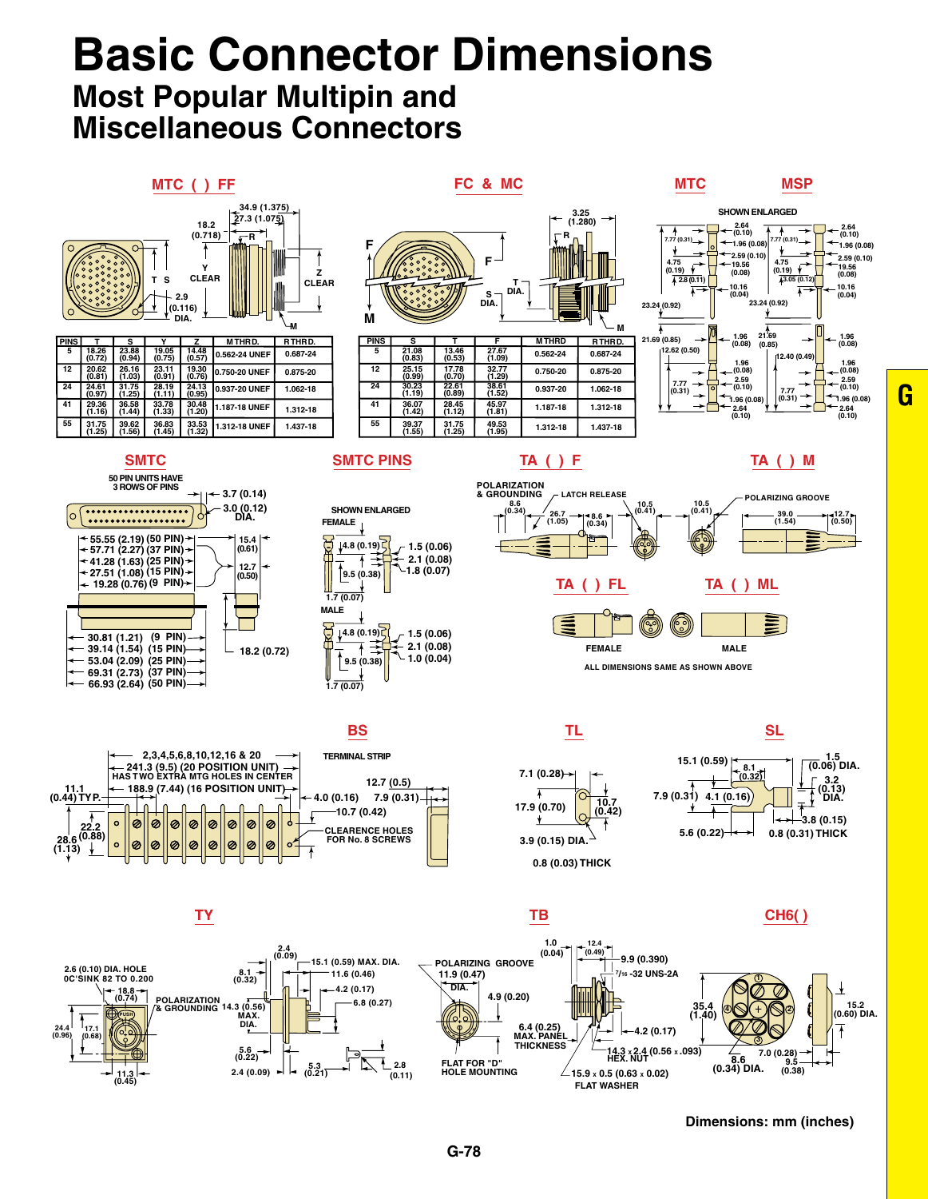# Basic Connector Dimensions

## Most Popular Multipin and Miscellaneous Connectors

### MTC ( ) FF

34.9 (1.375)
27.3 (1.075)
18.2 (0.718)
R
Y CLEAR
Z CLEAR
T S
2.9 (0.116) DIA.
M

| PINS | T | S | Y | Z | M THRD. | R THRD. |
|---|---|---|---|---|---|---|
| 5 | 18.26 (0.72) | 23.88 (0.94) | 19.05 (0.75) | 14.48 (0.57) | 0.562-24 UNEF | 0.687-24 |
| 12 | 20.62 (0.81) | 26.16 (1.03) | 23.11 (0.91) | 19.30 (0.76) | 0.750-20 UNEF | 0.875-20 |
| 24 | 24.61 (0.97) | 31.75 (1.25) | 28.19 (1.11) | 24.13 (0.95) | 0.937-20 UNEF | 1.062-18 |
| 41 | 29.36 (1.16) | 36.58 (1.44) | 33.78 (1.33) | 30.48 (1.20) | 1.187-18 UNEF | 1.312-18 |
| 55 | 31.75 (1.25) | 39.62 (1.56) | 36.83 (1.45) | 33.53 (1.32) | 1.312-18 UNEF | 1.437-18 |

### FC & MC

3.25 (1.280)
F
R
F
T DIA.
S DIA.
M

| PINS | S | T | F | M THRD | R THRD. |
|---|---|---|---|---|---|
| 5 | 21.08 (0.83) | 13.46 (0.53) | 27.67 (1.09) | 0.562-24 | 0.687-24 |
| 12 | 25.15 (0.99) | 17.78 (0.70) | 32.77 (1.29) | 0.750-20 | 0.875-20 |
| 24 | 30.23 (1.19) | 22.61 (0.89) | 38.61 (1.52) | 0.937-20 | 1.062-18 |
| 41 | 36.07 (1.42) | 28.45 (1.12) | 45.97 (1.81) | 1.187-18 | 1.312-18 |
| 55 | 39.37 (1.55) | 31.75 (1.25) | 49.53 (1.95) | 1.312-18 | 1.437-18 |

### MTC / MSP

SHOWN ENLARGED

2.64 (0.10)
7.77 (0.31)
1.96 (0.08)
2.59 (0.10)
4.75 (0.19)
19.56 (0.08)
2.8 (0.11)
3.05 (0.12)
10.16 (0.04)
23.24 (0.92)
21.69 (0.85)
12.62 (0.50)
12.40 (0.49)
1.96 (0.08)
2.59 (0.10)
7.77 (0.31)
2.64 (0.10)

### SMTC

50 PIN UNITS HAVE 3 ROWS OF PINS

3.7 (0.14)
3.0 (0.12) DIA.
55.55 (2.19) (50 PIN)
57.71 (2.27) (37 PIN)
41.28 (1.63) (25 PIN)
27.51 (1.08) (15 PIN)
19.28 (0.76) (9 PIN)
15.4 (0.61)
12.7 (0.50)
30.81 (1.21) (9 PIN)
39.14 (1.54) (15 PIN)
53.04 (2.09) (25 PIN)
69.31 (2.73) (37 PIN)
66.93 (2.64) (50 PIN)
18.2 (0.72)

### SMTC PINS

SHOWN ENLARGED

FEMALE
4.8 (0.19)
1.5 (0.06)
2.1 (0.08)
1.8 (0.07)
9.5 (0.38)
1.7 (0.07)

MALE
4.8 (0.19)
1.5 (0.06)
2.1 (0.08)
1.0 (0.04)
9.5 (0.38)
1.7 (0.07)

### TA ( ) F

POLARIZATION & GROUNDING
LATCH RELEASE
8.6 (0.34)
26.7 (1.05)
8.6 (0.34)
10.5 (0.41)

### TA ( ) M

10.5 (0.41)
POLARIZING GROOVE
39.0 (1.54)
12.7 (0.50)

### TA ( ) FL

FEMALE

### TA ( ) ML

MALE

ALL DIMENSIONS SAME AS SHOWN ABOVE

### BS

TERMINAL STRIP

2,3,4,5,6,8,10,12,16 & 20
241.3 (9.5) (20 POSITION UNIT) HAS TWO EXTRA MTG HOLES IN CENTER
188.9 (7.44) (16 POSITION UNIT)
11.1 (0.44) TYP.
12.7 (0.5)
4.0 (0.16)
7.9 (0.31)
10.7 (0.42)
22.2 (0.88)
28.6 (1.13)
CLEARENCE HOLES FOR No. 8 SCREWS

### TL

7.1 (0.28)
17.9 (0.70)
10.7 (0.42)
3.9 (0.15) DIA.
0.8 (0.03) THICK

### SL

15.1 (0.59)
8.1 (0.32)
1.5 (0.06) DIA.
3.2 (0.13) DIA.
7.9 (0.31)
4.1 (0.16)
3.8 (0.15)
5.6 (0.22)
0.8 (0.31) THICK

### TY

2.6 (0.10) DIA. HOLE 0C'SINK 82 TO 0.200
18.8 (0.74)
POLARIZATION & GROUNDING
24.4 (0.96)
17.1 (0.68)
11.3 (0.45)
2.4 (0.09)
8.1 (0.32)
15.1 (0.59) MAX. DIA.
11.6 (0.46)
4.2 (0.17)
14.3 (0.56) MAX. DIA.
6.8 (0.27)
5.6 (0.22)
2.4 (0.09)
5.3 (0.21)
2.8 (0.11)

### TB

1.0 (0.04)
12.4 (0.49)
9.9 (0.390)
7/16 -32 UNS-2A
POLARIZING GROOVE
11.9 (0.47) DIA.
4.9 (0.20)
6.4 (0.25) MAX. PANEL THICKNESS
4.2 (0.17)
14.3 x 2.4 (0.56 x .093) HEX. NUT
FLAT FOR "D" HOLE MOUNTING
15.9 x 0.5 (0.63 x 0.02) FLAT WASHER

### CH6( )

35.4 (1.40)
15.2 (0.60) DIA.
7.0 (0.28)
8.6 (0.34) DIA.
9.5 (0.38)

Dimensions: mm (inches)